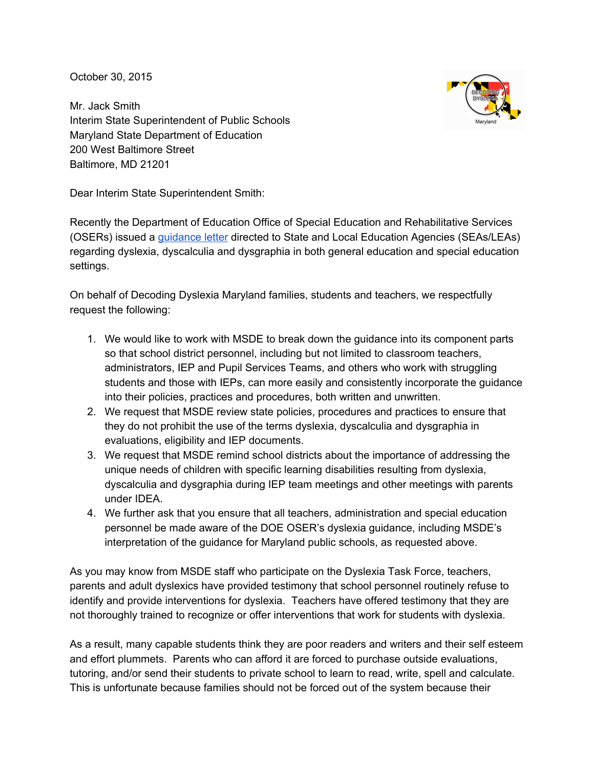October 30, 2015

Mr. Jack Smith
Interim State Superintendent of Public Schools
Maryland State Department of Education
200 West Baltimore Street
Baltimore, MD 21201

Dear Interim State Superintendent Smith:

Recently the Department of Education Office of Special Education and Rehabilitative Services (OSERs) issued a [guidance letter] directed to State and Local Education Agencies (SEAs/LEAs) regarding dyslexia, dyscalculia and dysgraphia in both general education and special education settings.

On behalf of Decoding Dyslexia Maryland families, students and teachers, we respectfully request the following:

1. We would like to work with MSDE to break down the guidance into its component parts so that school district personnel, including but not limited to classroom teachers, administrators, IEP and Pupil Services Teams, and others who work with struggling students and those with IEPs, can more easily and consistently incorporate the guidance into their policies, practices and procedures, both written and unwritten.
2. We request that MSDE review state policies, procedures and practices to ensure that they do not prohibit the use of the terms dyslexia, dyscalculia and dysgraphia in evaluations, eligibility and IEP documents.
3. We request that MSDE remind school districts about the importance of addressing the unique needs of children with specific learning disabilities resulting from dyslexia, dyscalculia and dysgraphia during IEP team meetings and other meetings with parents under IDEA.
4. We further ask that you ensure that all teachers, administration and special education personnel be made aware of the DOE OSER's dyslexia guidance, including MSDE's interpretation of the guidance for Maryland public schools, as requested above.

As you may know from MSDE staff who participate on the Dyslexia Task Force, teachers, parents and adult dyslexics have provided testimony that school personnel routinely refuse to identify and provide interventions for dyslexia. Teachers have offered testimony that they are not thoroughly trained to recognize or offer interventions that work for students with dyslexia.

As a result, many capable students think they are poor readers and writers and their self esteem and effort plummets. Parents who can afford it are forced to purchase outside evaluations, tutoring, and/or send their students to private school to learn to read, write, spell and calculate. This is unfortunate because families should not be forced out of the system because their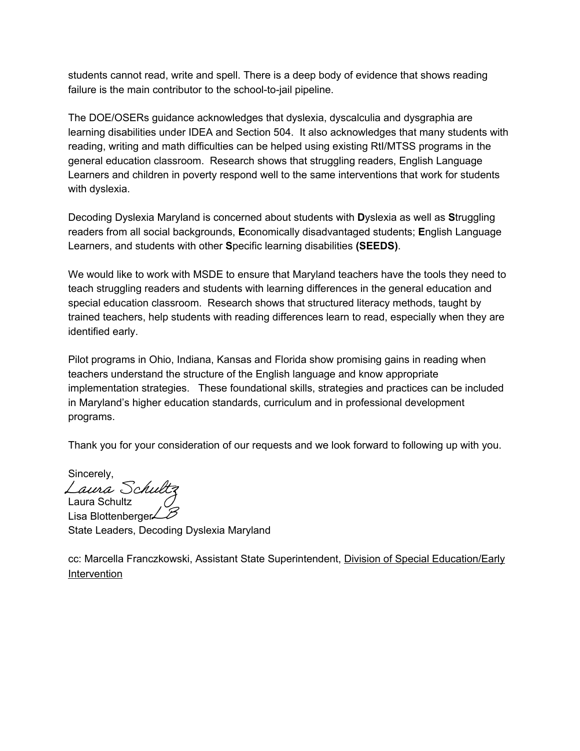students cannot read, write and spell. There is a deep body of evidence that shows reading failure is the main contributor to the school-to-jail pipeline.

The DOE/OSERs guidance acknowledges that dyslexia, dyscalculia and dysgraphia are learning disabilities under IDEA and Section 504. It also acknowledges that many students with reading, writing and math difficulties can be helped using existing RtI/MTSS programs in the general education classroom. Research shows that struggling readers, English Language Learners and children in poverty respond well to the same interventions that work for students with dyslexia.

Decoding Dyslexia Maryland is concerned about students with **D**yslexia as well as **S**truggling readers from all social backgrounds, **E**conomically disadvantaged students; **E**nglish Language Learners, and students with other **S**pecific learning disabilities **(SEEDS)**.

We would like to work with MSDE to ensure that Maryland teachers have the tools they need to teach struggling readers and students with learning differences in the general education and special education classroom. Research shows that structured literacy methods, taught by trained teachers, help students with reading differences learn to read, especially when they are identified early.

Pilot programs in Ohio, Indiana, Kansas and Florida show promising gains in reading when teachers understand the structure of the English language and know appropriate implementation strategies. These foundational skills, strategies and practices can be included in Maryland's higher education standards, curriculum and in professional development programs.

Thank you for your consideration of our requests and we look forward to following up with you.

Sincerely,
*Laura Schultz*
Laura Schultz
Lisa Blottenberger *LB*
State Leaders, Decoding Dyslexia Maryland

cc: Marcella Franczkowski, Assistant State Superintendent, Division of Special Education/Early Intervention